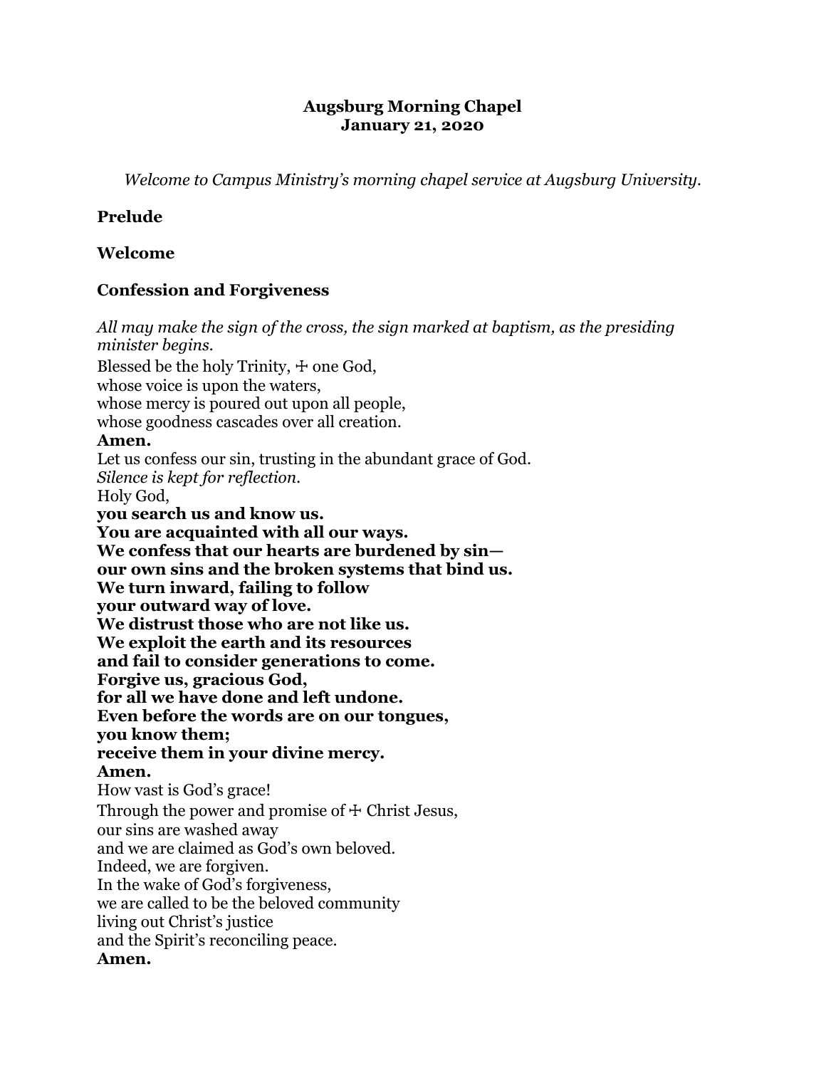# Augsburg Morning Chapel
# January 21, 2020

*Welcome to Campus Ministry's morning chapel service at Augsburg University.*

**Prelude**

**Welcome**

**Confession and Forgiveness**

*All may make the sign of the cross, the sign marked at baptism, as the presiding minister begins.*

Blessed be the holy Trinity, ☩ one God,
whose voice is upon the waters,
whose mercy is poured out upon all people,
whose goodness cascades over all creation.
**Amen.**
Let us confess our sin, trusting in the abundant grace of God.
*Silence is kept for reflection.*
Holy God,
**you search us and know us.**
**You are acquainted with all our ways.**
**We confess that our hearts are burdened by sin—**
**our own sins and the broken systems that bind us.**
**We turn inward, failing to follow**
**your outward way of love.**
**We distrust those who are not like us.**
**We exploit the earth and its resources**
**and fail to consider generations to come.**
**Forgive us, gracious God,**
**for all we have done and left undone.**
**Even before the words are on our tongues,**
**you know them;**
**receive them in your divine mercy.**
**Amen.**
How vast is God's grace!
Through the power and promise of ☩ Christ Jesus,
our sins are washed away
and we are claimed as God's own beloved.
Indeed, we are forgiven.
In the wake of God's forgiveness,
we are called to be the beloved community
living out Christ's justice
and the Spirit's reconciling peace.
**Amen.**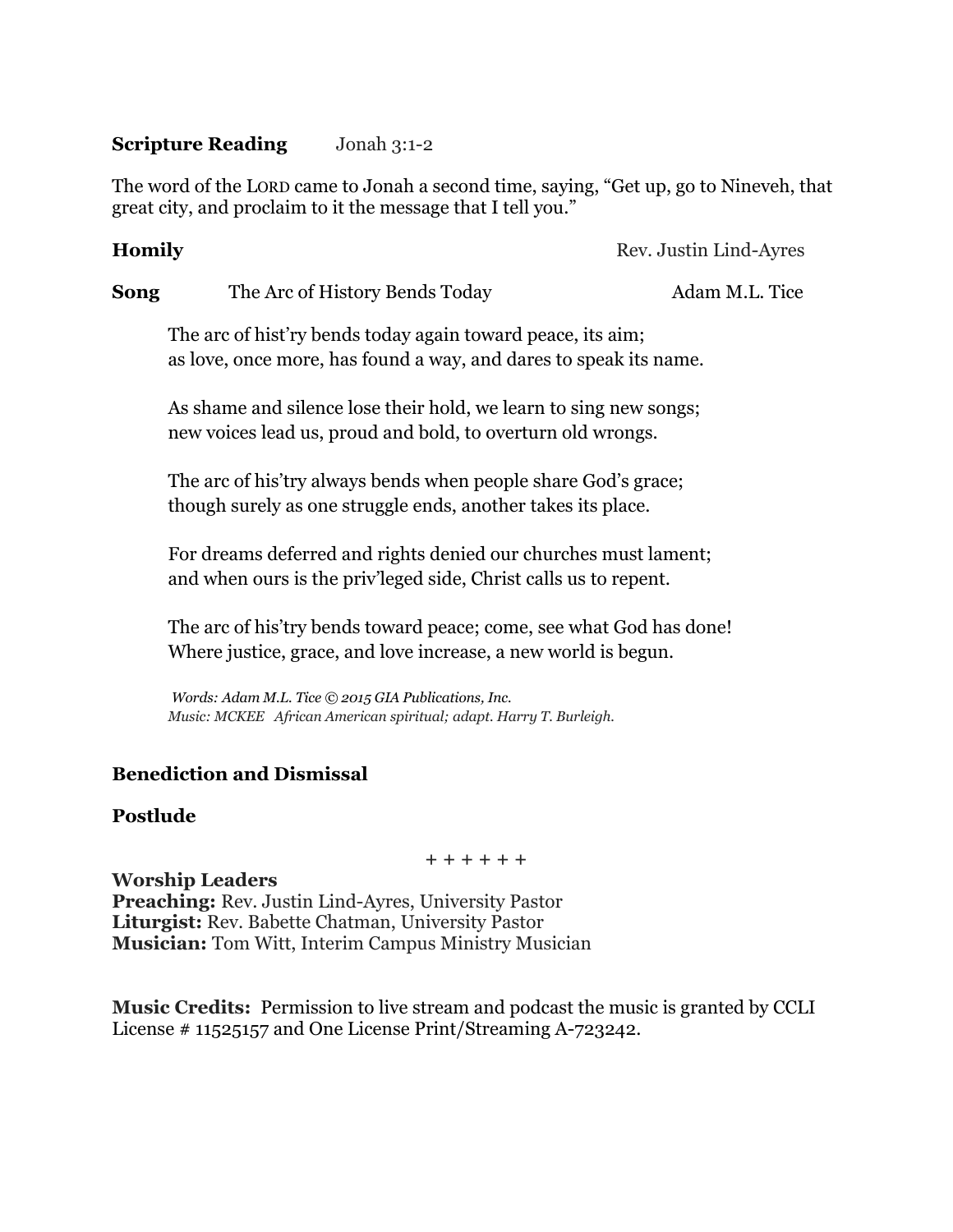**Scripture Reading** Jonah 3:1-2

The word of the LORD came to Jonah a second time, saying, "Get up, go to Nineveh, that great city, and proclaim to it the message that I tell you."

**Homily** Rev. Justin Lind-Ayres

**Song** The Arc of History Bends Today Adam M.L. Tice

The arc of hist'ry bends today again toward peace, its aim;
as love, once more, has found a way, and dares to speak its name.

As shame and silence lose their hold, we learn to sing new songs;
new voices lead us, proud and bold, to overturn old wrongs.

The arc of his'try always bends when people share God's grace;
though surely as one struggle ends, another takes its place.

For dreams deferred and rights denied our churches must lament;
and when ours is the priv'leged side, Christ calls us to repent.

The arc of his'try bends toward peace; come, see what God has done!
Where justice, grace, and love increase, a new world is begun.

*Words: Adam M.L. Tice © 2015 GIA Publications, Inc.*
*Music: MCKEE African American spiritual; adapt. Harry T. Burleigh.*

**Benediction and Dismissal**

**Postlude**

+ + + + + +

**Worship Leaders**
**Preaching:** Rev. Justin Lind-Ayres, University Pastor
**Liturgist:** Rev. Babette Chatman, University Pastor
**Musician:** Tom Witt, Interim Campus Ministry Musician

**Music Credits:** Permission to live stream and podcast the music is granted by CCLI License # 11525157 and One License Print/Streaming A-723242.